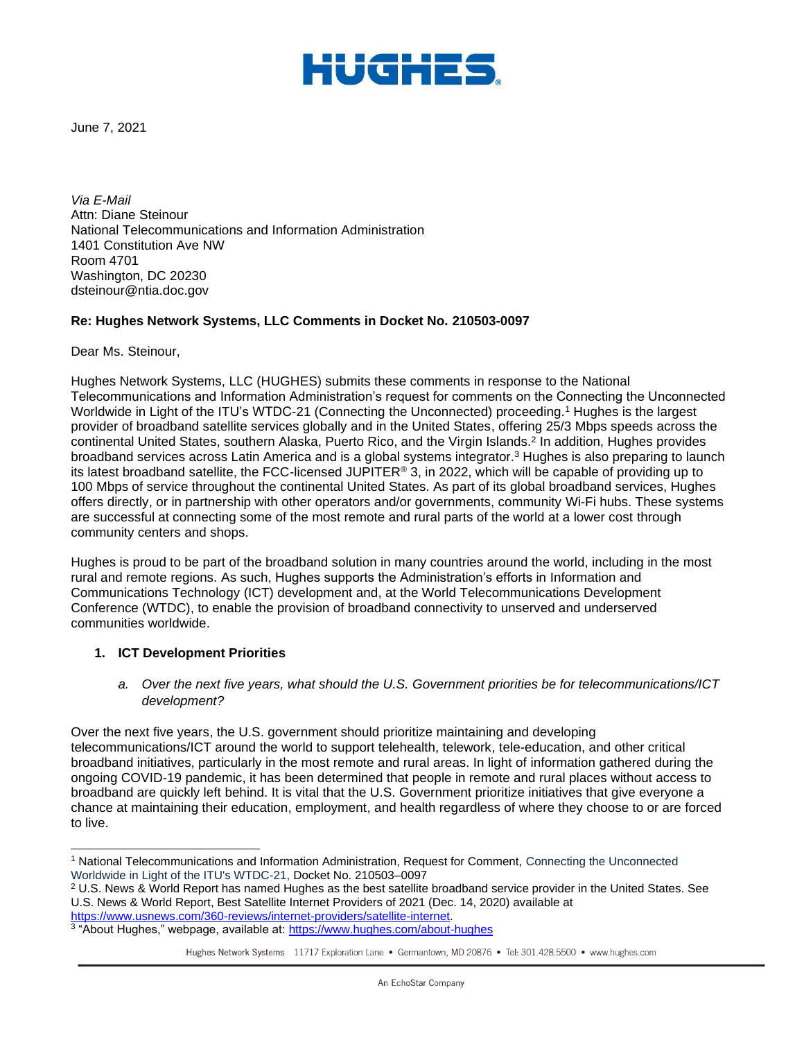HUGHES

June 7, 2021

*Via E-Mail*
Attn: Diane Steinour
National Telecommunications and Information Administration
1401 Constitution Ave NW
Room 4701
Washington, DC 20230
dsteinour@ntia.doc.gov

**Re: Hughes Network Systems, LLC Comments in Docket No. 210503-0097**

Dear Ms. Steinour,

Hughes Network Systems, LLC (HUGHES) submits these comments in response to the National Telecommunications and Information Administration's request for comments on the Connecting the Unconnected Worldwide in Light of the ITU's WTDC-21 (Connecting the Unconnected) proceeding.[1] Hughes is the largest provider of broadband satellite services globally and in the United States, offering 25/3 Mbps speeds across the continental United States, southern Alaska, Puerto Rico, and the Virgin Islands.[2] In addition, Hughes provides broadband services across Latin America and is a global systems integrator.[3] Hughes is also preparing to launch its latest broadband satellite, the FCC-licensed JUPITER® 3, in 2022, which will be capable of providing up to 100 Mbps of service throughout the continental United States. As part of its global broadband services, Hughes offers directly, or in partnership with other operators and/or governments, community Wi-Fi hubs. These systems are successful at connecting some of the most remote and rural parts of the world at a lower cost through community centers and shops.

Hughes is proud to be part of the broadband solution in many countries around the world, including in the most rural and remote regions. As such, Hughes supports the Administration's efforts in Information and Communications Technology (ICT) development and, at the World Telecommunications Development Conference (WTDC), to enable the provision of broadband connectivity to unserved and underserved communities worldwide.

## 1. ICT Development Priorities

*a. Over the next five years, what should the U.S. Government priorities be for telecommunications/ICT development?*

Over the next five years, the U.S. government should prioritize maintaining and developing telecommunications/ICT around the world to support telehealth, telework, tele-education, and other critical broadband initiatives, particularly in the most remote and rural areas. In light of information gathered during the ongoing COVID-19 pandemic, it has been determined that people in remote and rural places without access to broadband are quickly left behind. It is vital that the U.S. Government prioritize initiatives that give everyone a chance at maintaining their education, employment, and health regardless of where they choose to or are forced to live.

---

[1] National Telecommunications and Information Administration, Request for Comment, Connecting the Unconnected Worldwide in Light of the ITU's WTDC-21, Docket No. 210503–0097

[2] U.S. News & World Report has named Hughes as the best satellite broadband service provider in the United States. See U.S. News & World Report, Best Satellite Internet Providers of 2021 (Dec. 14, 2020) available at https://www.usnews.com/360-reviews/internet-providers/satellite-internet.

[3] "About Hughes," webpage, available at: https://www.hughes.com/about-hughes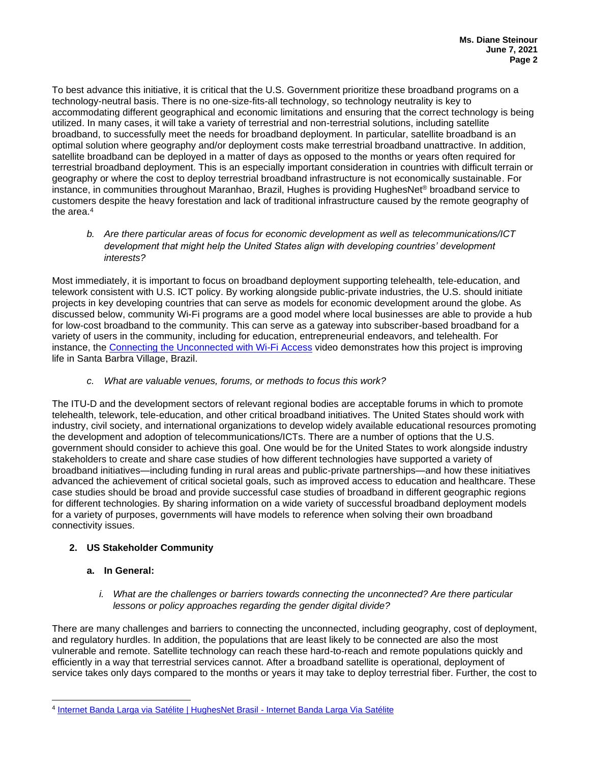To best advance this initiative, it is critical that the U.S. Government prioritize these broadband programs on a technology-neutral basis. There is no one-size-fits-all technology, so technology neutrality is key to accommodating different geographical and economic limitations and ensuring that the correct technology is being utilized. In many cases, it will take a variety of terrestrial and non-terrestrial solutions, including satellite broadband, to successfully meet the needs for broadband deployment. In particular, satellite broadband is an optimal solution where geography and/or deployment costs make terrestrial broadband unattractive. In addition, satellite broadband can be deployed in a matter of days as opposed to the months or years often required for terrestrial broadband deployment. This is an especially important consideration in countries with difficult terrain or geography or where the cost to deploy terrestrial broadband infrastructure is not economically sustainable. For instance, in communities throughout Maranhao, Brazil, Hughes is providing HughesNet® broadband service to customers despite the heavy forestation and lack of traditional infrastructure caused by the remote geography of the area.[4]

*b. Are there particular areas of focus for economic development as well as telecommunications/ICT development that might help the United States align with developing countries' development interests?*

Most immediately, it is important to focus on broadband deployment supporting telehealth, tele-education, and telework consistent with U.S. ICT policy. By working alongside public-private industries, the U.S. should initiate projects in key developing countries that can serve as models for economic development around the globe. As discussed below, community Wi-Fi programs are a good model where local businesses are able to provide a hub for low-cost broadband to the community. This can serve as a gateway into subscriber-based broadband for a variety of users in the community, including for education, entrepreneurial endeavors, and telehealth. For instance, the Connecting the Unconnected with Wi-Fi Access video demonstrates how this project is improving life in Santa Barbra Village, Brazil.

*c. What are valuable venues, forums, or methods to focus this work?*

The ITU-D and the development sectors of relevant regional bodies are acceptable forums in which to promote telehealth, telework, tele-education, and other critical broadband initiatives. The United States should work with industry, civil society, and international organizations to develop widely available educational resources promoting the development and adoption of telecommunications/ICTs. There are a number of options that the U.S. government should consider to achieve this goal. One would be for the United States to work alongside industry stakeholders to create and share case studies of how different technologies have supported a variety of broadband initiatives—including funding in rural areas and public-private partnerships—and how these initiatives advanced the achievement of critical societal goals, such as improved access to education and healthcare. These case studies should be broad and provide successful case studies of broadband in different geographic regions for different technologies. By sharing information on a wide variety of successful broadband deployment models for a variety of purposes, governments will have models to reference when solving their own broadband connectivity issues.

## 2. US Stakeholder Community

### a. In General:

*i. What are the challenges or barriers towards connecting the unconnected? Are there particular lessons or policy approaches regarding the gender digital divide?*

There are many challenges and barriers to connecting the unconnected, including geography, cost of deployment, and regulatory hurdles. In addition, the populations that are least likely to be connected are also the most vulnerable and remote. Satellite technology can reach these hard-to-reach and remote populations quickly and efficiently in a way that terrestrial services cannot. After a broadband satellite is operational, deployment of service takes only days compared to the months or years it may take to deploy terrestrial fiber. Further, the cost to

---

[4] Internet Banda Larga via Satélite | HughesNet Brasil - Internet Banda Larga Via Satélite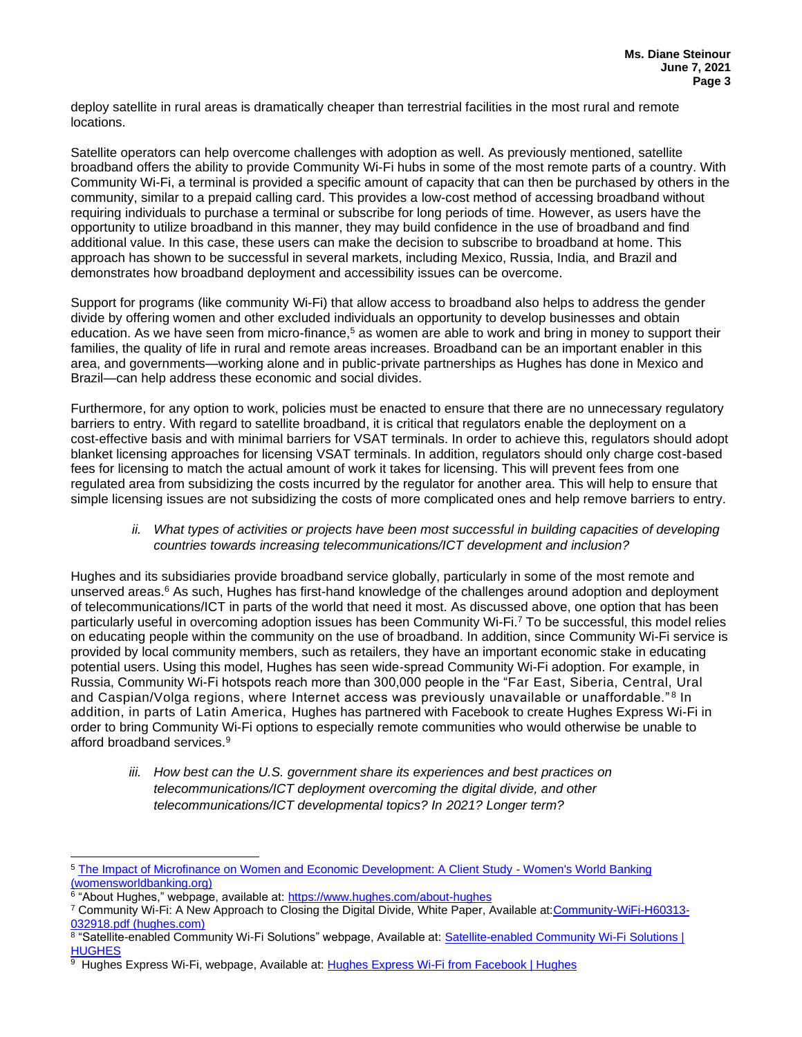deploy satellite in rural areas is dramatically cheaper than terrestrial facilities in the most rural and remote locations.

Satellite operators can help overcome challenges with adoption as well. As previously mentioned, satellite broadband offers the ability to provide Community Wi-Fi hubs in some of the most remote parts of a country. With Community Wi-Fi, a terminal is provided a specific amount of capacity that can then be purchased by others in the community, similar to a prepaid calling card. This provides a low-cost method of accessing broadband without requiring individuals to purchase a terminal or subscribe for long periods of time. However, as users have the opportunity to utilize broadband in this manner, they may build confidence in the use of broadband and find additional value. In this case, these users can make the decision to subscribe to broadband at home. This approach has shown to be successful in several markets, including Mexico, Russia, India, and Brazil and demonstrates how broadband deployment and accessibility issues can be overcome.

Support for programs (like community Wi-Fi) that allow access to broadband also helps to address the gender divide by offering women and other excluded individuals an opportunity to develop businesses and obtain education. As we have seen from micro-finance,[5] as women are able to work and bring in money to support their families, the quality of life in rural and remote areas increases. Broadband can be an important enabler in this area, and governments—working alone and in public-private partnerships as Hughes has done in Mexico and Brazil—can help address these economic and social divides.

Furthermore, for any option to work, policies must be enacted to ensure that there are no unnecessary regulatory barriers to entry. With regard to satellite broadband, it is critical that regulators enable the deployment on a cost-effective basis and with minimal barriers for VSAT terminals. In order to achieve this, regulators should adopt blanket licensing approaches for licensing VSAT terminals. In addition, regulators should only charge cost-based fees for licensing to match the actual amount of work it takes for licensing. This will prevent fees from one regulated area from subsidizing the costs incurred by the regulator for another area. This will help to ensure that simple licensing issues are not subsidizing the costs of more complicated ones and help remove barriers to entry.

> *ii. What types of activities or projects have been most successful in building capacities of developing countries towards increasing telecommunications/ICT development and inclusion?*

Hughes and its subsidiaries provide broadband service globally, particularly in some of the most remote and unserved areas.[6] As such, Hughes has first-hand knowledge of the challenges around adoption and deployment of telecommunications/ICT in parts of the world that need it most. As discussed above, one option that has been particularly useful in overcoming adoption issues has been Community Wi-Fi.[7] To be successful, this model relies on educating people within the community on the use of broadband. In addition, since Community Wi-Fi service is provided by local community members, such as retailers, they have an important economic stake in educating potential users. Using this model, Hughes has seen wide-spread Community Wi-Fi adoption. For example, in Russia, Community Wi-Fi hotspots reach more than 300,000 people in the "Far East, Siberia, Central, Ural and Caspian/Volga regions, where Internet access was previously unavailable or unaffordable."[8] In addition, in parts of Latin America, Hughes has partnered with Facebook to create Hughes Express Wi-Fi in order to bring Community Wi-Fi options to especially remote communities who would otherwise be unable to afford broadband services.[9]

> *iii. How best can the U.S. government share its experiences and best practices on telecommunications/ICT deployment overcoming the digital divide, and other telecommunications/ICT developmental topics? In 2021? Longer term?*

---

[5] The Impact of Microfinance on Women and Economic Development: A Client Study - Women's World Banking (womensworldbanking.org)

[6] "About Hughes," webpage, available at: https://www.hughes.com/about-hughes

[7] Community Wi-Fi: A New Approach to Closing the Digital Divide, White Paper, Available at: Community-WiFi-H60313-032918.pdf (hughes.com)

[8] "Satellite-enabled Community Wi-Fi Solutions" webpage, Available at: Satellite-enabled Community Wi-Fi Solutions | HUGHES

[9] Hughes Express Wi-Fi, webpage, Available at: Hughes Express Wi-Fi from Facebook | Hughes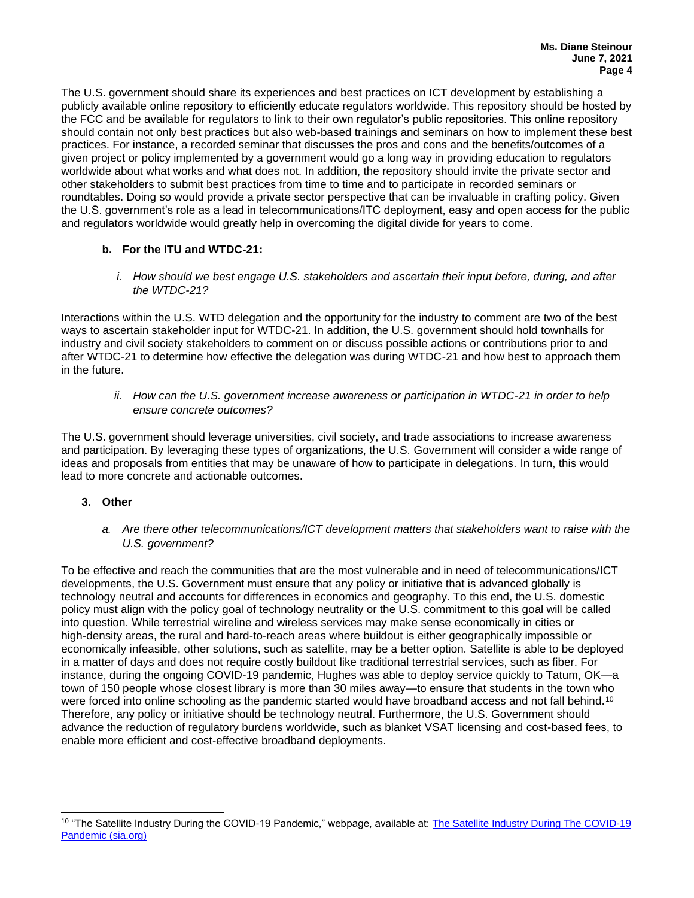The U.S. government should share its experiences and best practices on ICT development by establishing a publicly available online repository to efficiently educate regulators worldwide. This repository should be hosted by the FCC and be available for regulators to link to their own regulator's public repositories. This online repository should contain not only best practices but also web-based trainings and seminars on how to implement these best practices. For instance, a recorded seminar that discusses the pros and cons and the benefits/outcomes of a given project or policy implemented by a government would go a long way in providing education to regulators worldwide about what works and what does not. In addition, the repository should invite the private sector and other stakeholders to submit best practices from time to time and to participate in recorded seminars or roundtables. Doing so would provide a private sector perspective that can be invaluable in crafting policy. Given the U.S. government's role as a lead in telecommunications/ITC deployment, easy and open access for the public and regulators worldwide would greatly help in overcoming the digital divide for years to come.

**b. For the ITU and WTDC-21:**

*i. How should we best engage U.S. stakeholders and ascertain their input before, during, and after the WTDC-21?*

Interactions within the U.S. WTD delegation and the opportunity for the industry to comment are two of the best ways to ascertain stakeholder input for WTDC-21. In addition, the U.S. government should hold townhalls for industry and civil society stakeholders to comment on or discuss possible actions or contributions prior to and after WTDC-21 to determine how effective the delegation was during WTDC-21 and how best to approach them in the future.

*ii. How can the U.S. government increase awareness or participation in WTDC-21 in order to help ensure concrete outcomes?*

The U.S. government should leverage universities, civil society, and trade associations to increase awareness and participation. By leveraging these types of organizations, the U.S. Government will consider a wide range of ideas and proposals from entities that may be unaware of how to participate in delegations. In turn, this would lead to more concrete and actionable outcomes.

**3. Other**

*a. Are there other telecommunications/ICT development matters that stakeholders want to raise with the U.S. government?*

To be effective and reach the communities that are the most vulnerable and in need of telecommunications/ICT developments, the U.S. Government must ensure that any policy or initiative that is advanced globally is technology neutral and accounts for differences in economics and geography. To this end, the U.S. domestic policy must align with the policy goal of technology neutrality or the U.S. commitment to this goal will be called into question. While terrestrial wireline and wireless services may make sense economically in cities or high-density areas, the rural and hard-to-reach areas where buildout is either geographically impossible or economically infeasible, other solutions, such as satellite, may be a better option. Satellite is able to be deployed in a matter of days and does not require costly buildout like traditional terrestrial services, such as fiber. For instance, during the ongoing COVID-19 pandemic, Hughes was able to deploy service quickly to Tatum, OK—a town of 150 people whose closest library is more than 30 miles away—to ensure that students in the town who were forced into online schooling as the pandemic started would have broadband access and not fall behind.[10] Therefore, any policy or initiative should be technology neutral. Furthermore, the U.S. Government should advance the reduction of regulatory burdens worldwide, such as blanket VSAT licensing and cost-based fees, to enable more efficient and cost-effective broadband deployments.

---

[10] "The Satellite Industry During the COVID-19 Pandemic," webpage, available at: [The Satellite Industry During The COVID-19 Pandemic (sia.org)](https://sia.org)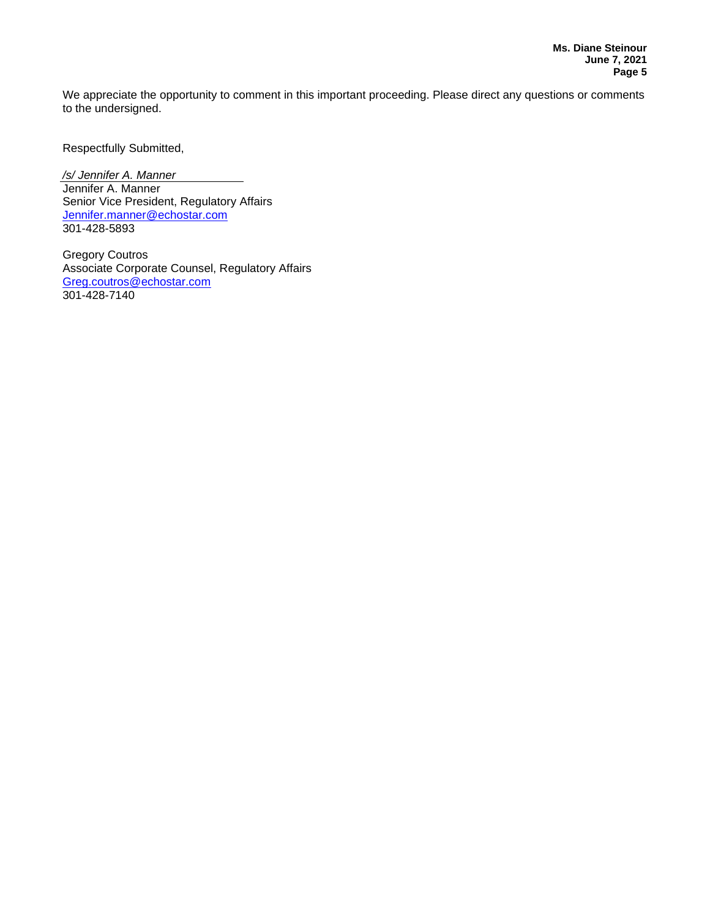We appreciate the opportunity to comment in this important proceeding. Please direct any questions or comments to the undersigned.

Respectfully Submitted,

*/s/ Jennifer A. Manner*
Jennifer A. Manner
Senior Vice President, Regulatory Affairs
Jennifer.manner@echostar.com
301-428-5893

Gregory Coutros
Associate Corporate Counsel, Regulatory Affairs
Greg.coutros@echostar.com
301-428-7140